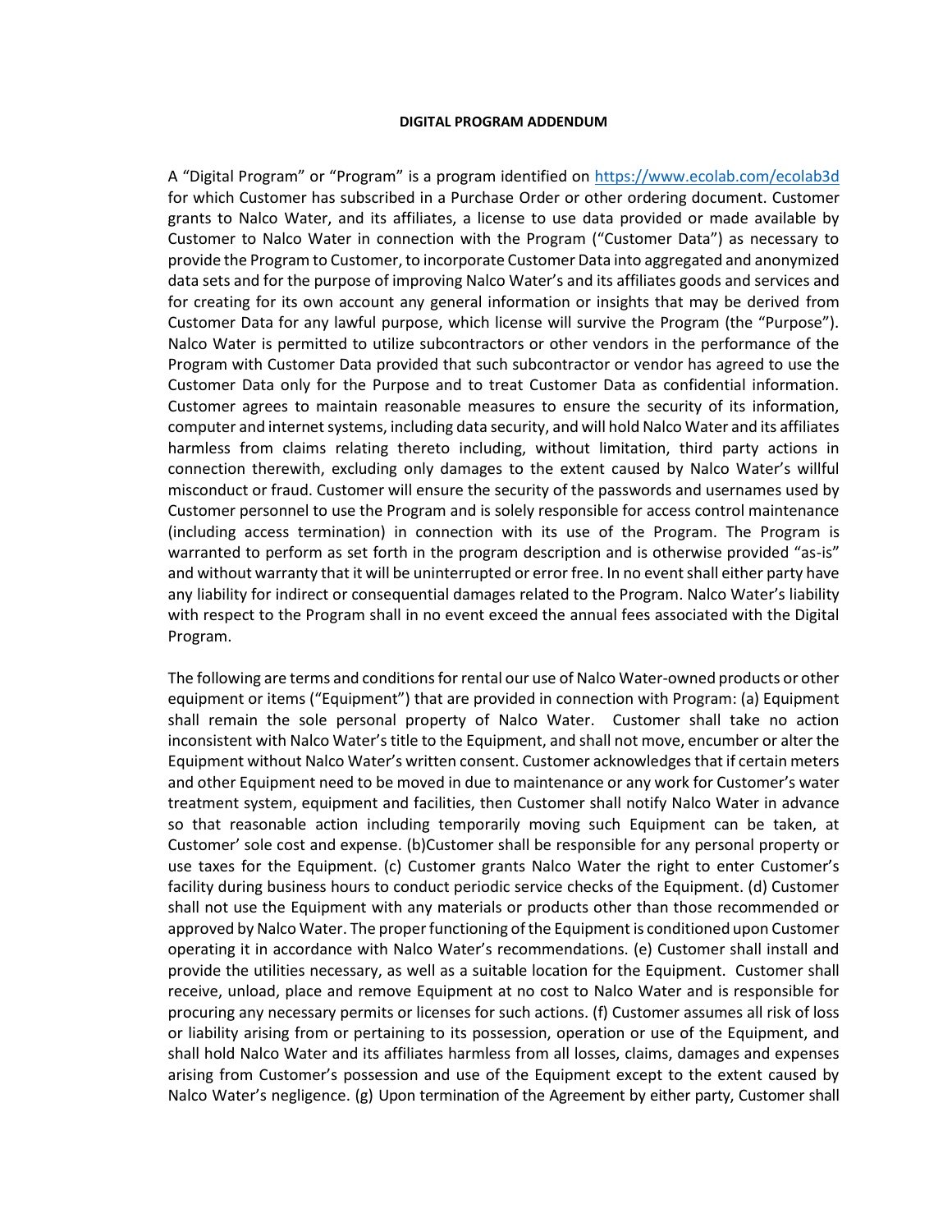**DIGITAL PROGRAM ADDENDUM**

A "Digital Program" or "Program" is a program identified on https://www.ecolab.com/ecolab3d for which Customer has subscribed in a Purchase Order or other ordering document. Customer grants to Nalco Water, and its affiliates, a license to use data provided or made available by Customer to Nalco Water in connection with the Program ("Customer Data") as necessary to provide the Program to Customer, to incorporate Customer Data into aggregated and anonymized data sets and for the purpose of improving Nalco Water's and its affiliates goods and services and for creating for its own account any general information or insights that may be derived from Customer Data for any lawful purpose, which license will survive the Program (the "Purpose"). Nalco Water is permitted to utilize subcontractors or other vendors in the performance of the Program with Customer Data provided that such subcontractor or vendor has agreed to use the Customer Data only for the Purpose and to treat Customer Data as confidential information. Customer agrees to maintain reasonable measures to ensure the security of its information, computer and internet systems, including data security, and will hold Nalco Water and its affiliates harmless from claims relating thereto including, without limitation, third party actions in connection therewith, excluding only damages to the extent caused by Nalco Water's willful misconduct or fraud. Customer will ensure the security of the passwords and usernames used by Customer personnel to use the Program and is solely responsible for access control maintenance (including access termination) in connection with its use of the Program. The Program is warranted to perform as set forth in the program description and is otherwise provided "as-is" and without warranty that it will be uninterrupted or error free. In no event shall either party have any liability for indirect or consequential damages related to the Program. Nalco Water's liability with respect to the Program shall in no event exceed the annual fees associated with the Digital Program.

The following are terms and conditions for rental our use of Nalco Water-owned products or other equipment or items ("Equipment") that are provided in connection with Program: (a) Equipment shall remain the sole personal property of Nalco Water. Customer shall take no action inconsistent with Nalco Water's title to the Equipment, and shall not move, encumber or alter the Equipment without Nalco Water's written consent. Customer acknowledges that if certain meters and other Equipment need to be moved in due to maintenance or any work for Customer's water treatment system, equipment and facilities, then Customer shall notify Nalco Water in advance so that reasonable action including temporarily moving such Equipment can be taken, at Customer' sole cost and expense. (b)Customer shall be responsible for any personal property or use taxes for the Equipment. (c) Customer grants Nalco Water the right to enter Customer's facility during business hours to conduct periodic service checks of the Equipment. (d) Customer shall not use the Equipment with any materials or products other than those recommended or approved by Nalco Water. The proper functioning of the Equipment is conditioned upon Customer operating it in accordance with Nalco Water's recommendations. (e) Customer shall install and provide the utilities necessary, as well as a suitable location for the Equipment. Customer shall receive, unload, place and remove Equipment at no cost to Nalco Water and is responsible for procuring any necessary permits or licenses for such actions. (f) Customer assumes all risk of loss or liability arising from or pertaining to its possession, operation or use of the Equipment, and shall hold Nalco Water and its affiliates harmless from all losses, claims, damages and expenses arising from Customer's possession and use of the Equipment except to the extent caused by Nalco Water's negligence. (g) Upon termination of the Agreement by either party, Customer shall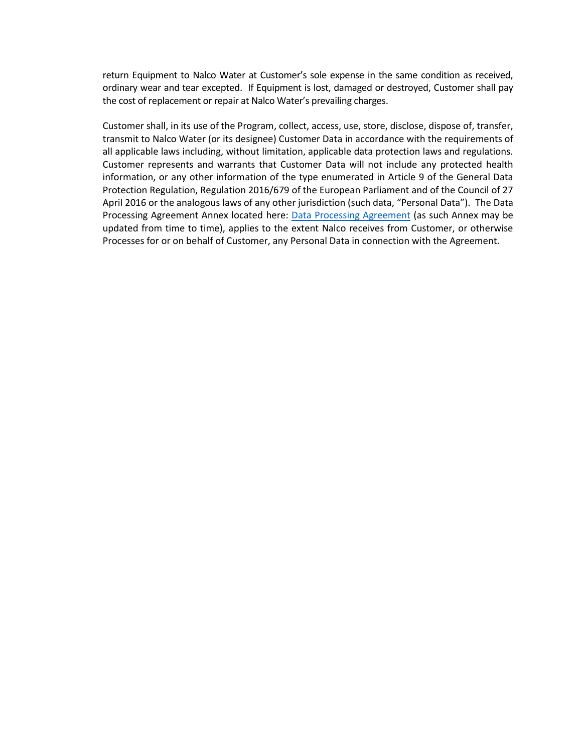return Equipment to Nalco Water at Customer's sole expense in the same condition as received, ordinary wear and tear excepted. If Equipment is lost, damaged or destroyed, Customer shall pay the cost of replacement or repair at Nalco Water's prevailing charges.

Customer shall, in its use of the Program, collect, access, use, store, disclose, dispose of, transfer, transmit to Nalco Water (or its designee) Customer Data in accordance with the requirements of all applicable laws including, without limitation, applicable data protection laws and regulations. Customer represents and warrants that Customer Data will not include any protected health information, or any other information of the type enumerated in Article 9 of the General Data Protection Regulation, Regulation 2016/679 of the European Parliament and of the Council of 27 April 2016 or the analogous laws of any other jurisdiction (such data, "Personal Data"). The Data Processing Agreement Annex located here: Data Processing Agreement (as such Annex may be updated from time to time), applies to the extent Nalco receives from Customer, or otherwise Processes for or on behalf of Customer, any Personal Data in connection with the Agreement.